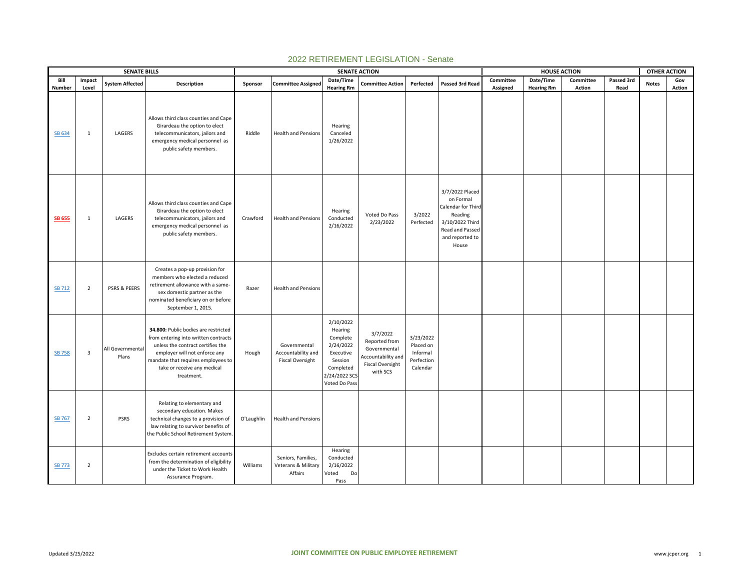# 2022 RETIREMENT LEGISLATION - Senate

| SENATE BILLS | | | | SENATE ACTION | | | | | | HOUSE ACTION | | | | OTHER ACTION | |
|---|---|---|---|---|---|---|---|---|---|---|---|---|---|---|---|
| Bill Number | Impact Level | System Affected | Description | Sponsor | Committee Assigned | Date/Time Hearing Rm | Committee Action | Perfected | Passed 3rd Read | Committee Assigned | Date/Time Hearing Rm | Committee Action | Passed 3rd Read | Notes | Gov Action |
| SB 634 | 1 | LAGERS | Allows third class counties and Cape Girardeau the option to elect telecommunicators, jailors and emergency medical personnel as public safety members. | Riddle | Health and Pensions | Hearing Canceled 1/26/2022 | | | | | | | | | |
| **SB 655** | 1 | LAGERS | Allows third class counties and Cape Girardeau the option to elect telecommunicators, jailors and emergency medical personnel as public safety members. | Crawford | Health and Pensions | Hearing Conducted 2/16/2022 | Voted Do Pass 2/23/2022 | 3/2022 Perfected | 3/7/2022 Placed on Formal Calendar for Third Reading 3/10/2022 Third Read and Passed and reported to House | | | | | | |
| SB 712 | 2 | PSRS & PEERS | Creates a pop-up provision for members who elected a reduced retirement allowance with a same-sex domestic partner as the nominated beneficiary on or before September 1, 2015. | Razer | Health and Pensions | | | | | | | | | | |
| SB 758 | 3 | All Governmental Plans | **34.800:** Public bodies are restricted from entering into written contracts unless the contract certifies the employer will not enforce any mandate that requires employees to take or receive any medical treatment. | Hough | Governmental Accountability and Fiscal Oversight | 2/10/2022 Hearing Complete 2/24/2022 Executive Session Completed 2/24/2022 SCS Voted Do Pass | 3/7/2022 Reported from Governmental Accountability and Fiscal Oversight with SCS | 3/23/2022 Placed on Informal Perfection Calendar | | | | | | | |
| SB 767 | 2 | PSRS | Relating to elementary and secondary education. Makes technical changes to a provision of law relating to survivor benefits of the Public School Retirement System. | O'Laughlin | Health and Pensions | | | | | | | | | | |
| SB 773 | 2 | | Excludes certain retirement accounts from the determination of eligibility under the Ticket to Work Health Assurance Program. | Williams | Seniors, Families, Veterans & Military Affairs | Hearing Conducted 2/16/2022 Voted Do Pass | | | | | | | | | |

Updated 3/25/2022 JOINT COMMITTEE ON PUBLIC EMPLOYEE RETIREMENT www.jcper.org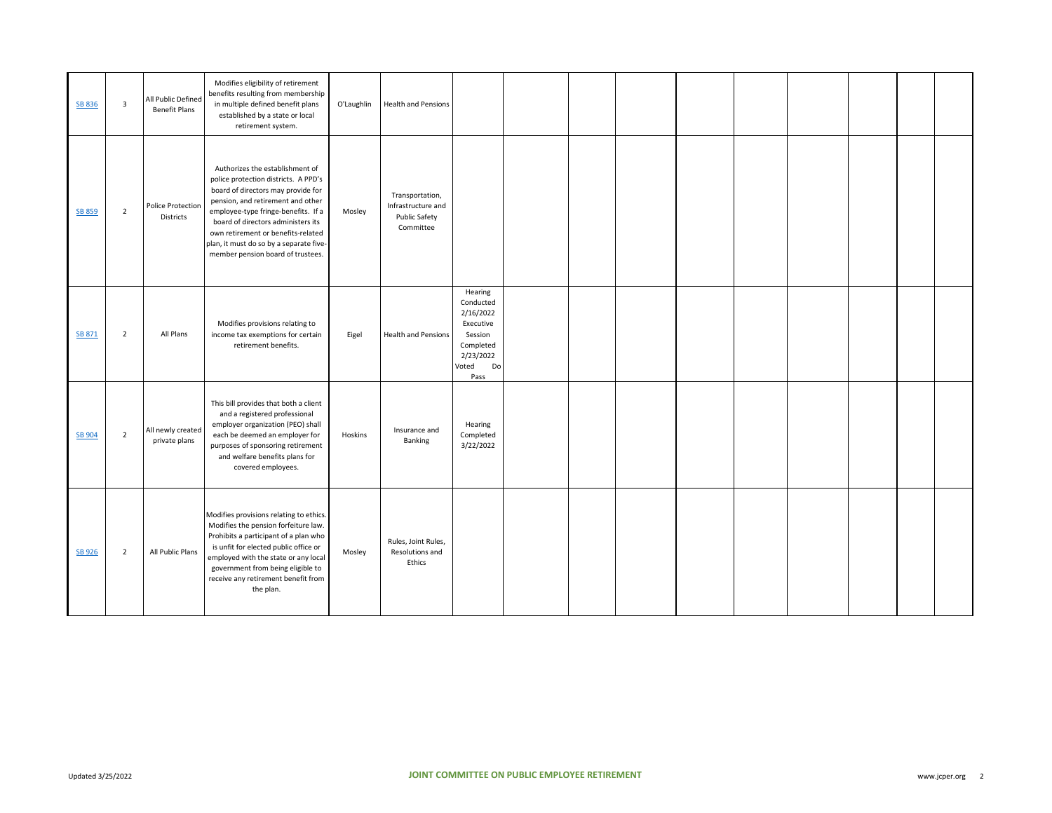| | | | | | | | | | | | | | | | | |
|---|---|---|---|---|---|---|---|---|---|---|---|---|---|---|---|---|
| SB 836 | 3 | All Public Defined Benefit Plans | Modifies eligibility of retirement benefits resulting from membership in multiple defined benefit plans established by a state or local retirement system. | O'Laughlin | Health and Pensions | | | | | | | | | | | |
| SB 859 | 2 | Police Protection Districts | Authorizes the establishment of police protection districts. A PPD's board of directors may provide for pension, and retirement and other employee-type fringe-benefits. If a board of directors administers its own retirement or benefits-related plan, it must do so by a separate five-member pension board of trustees. | Mosley | Transportation, Infrastructure and Public Safety Committee | | | | | | | | | | | |
| SB 871 | 2 | All Plans | Modifies provisions relating to income tax exemptions for certain retirement benefits. | Eigel | Health and Pensions | Hearing Conducted 2/16/2022 Executive Session Completed 2/23/2022 Voted Do Pass | | | | | | | | | | |
| SB 904 | 2 | All newly created private plans | This bill provides that both a client and a registered professional employer organization (PEO) shall each be deemed an employer for purposes of sponsoring retirement and welfare benefits plans for covered employees. | Hoskins | Insurance and Banking | Hearing Completed 3/22/2022 | | | | | | | | | | |
| SB 926 | 2 | All Public Plans | Modifies provisions relating to ethics. Modifies the pension forfeiture law. Prohibits a participant of a plan who is unfit for elected public office or employed with the state or any local government from being eligible to receive any retirement benefit from the plan. | Mosley | Rules, Joint Rules, Resolutions and Ethics | | | | | | | | | | | |

Updated 3/25/2022

**JOINT COMMITTEE ON PUBLIC EMPLOYEE RETIREMENT**

www.jcper.org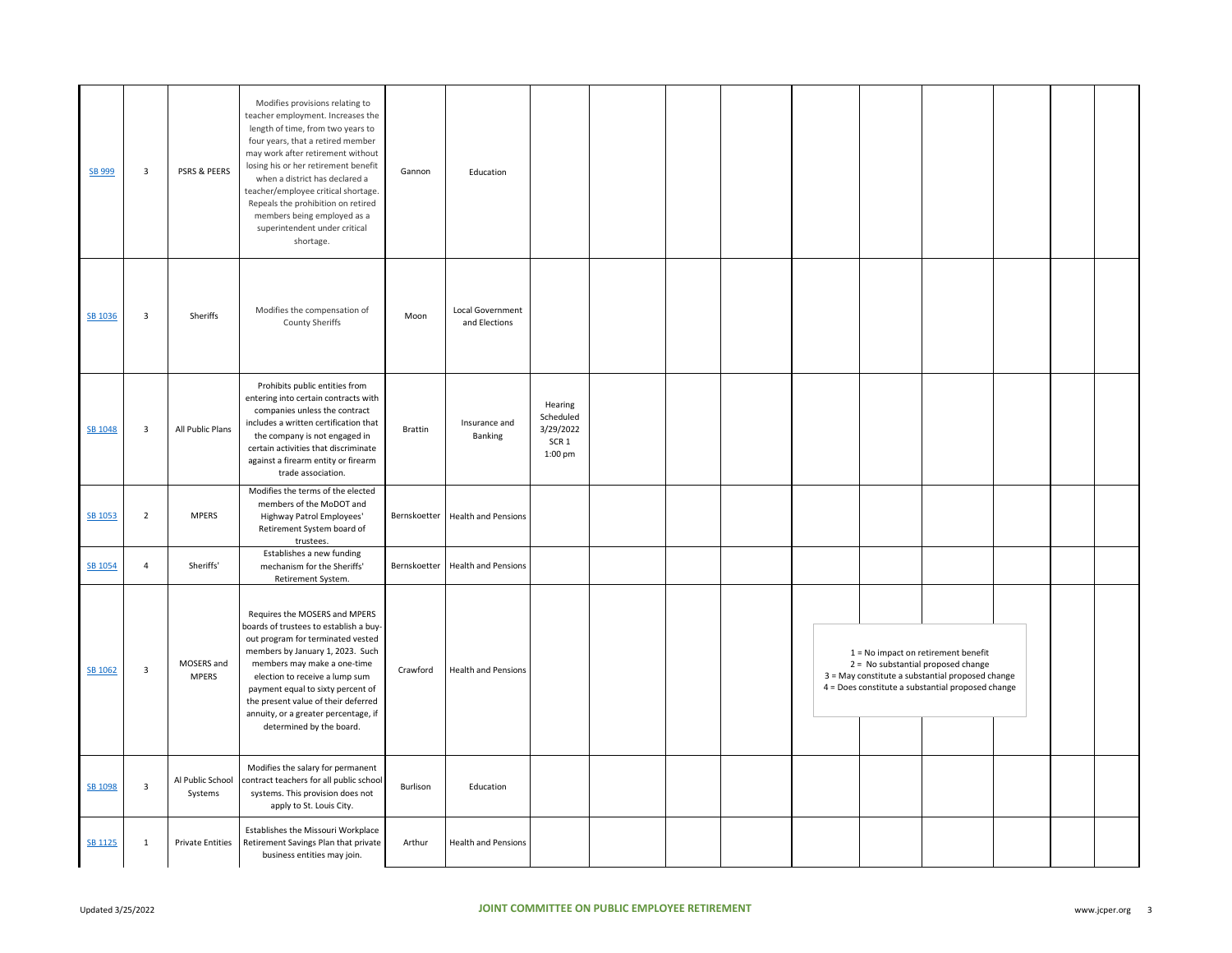| | | | | | | | | | | | | | | | |
|---|---|---|---|---|---|---|---|---|---|---|---|---|---|---|---|
| SB 999 | 3 | PSRS & PEERS | Modifies provisions relating to teacher employment. Increases the length of time, from two years to four years, that a retired member may work after retirement without losing his or her retirement benefit when a district has declared a teacher/employee critical shortage. Repeals the prohibition on retired members being employed as a superintendent under critical shortage. | Gannon | Education | | | | | | | | | | |
| SB 1036 | 3 | Sheriffs | Modifies the compensation of County Sheriffs | Moon | Local Government and Elections | | | | | | | | | | |
| SB 1048 | 3 | All Public Plans | Prohibits public entities from entering into certain contracts with companies unless the contract includes a written certification that the company is not engaged in certain activities that discriminate against a firearm entity or firearm trade association. | Brattin | Insurance and Banking | Hearing Scheduled 3/29/2022 SCR 1 1:00 pm | | | | | | | | | |
| SB 1053 | 2 | MPERS | Modifies the terms of the elected members of the MoDOT and Highway Patrol Employees' Retirement System board of trustees. | Bernskoetter | Health and Pensions | | | | | | | | | | |
| SB 1054 | 4 | Sheriffs' | Establishes a new funding mechanism for the Sheriffs' Retirement System. | Bernskoetter | Health and Pensions | | | | | | | | | | |
| SB 1062 | 3 | MOSERS and MPERS | Requires the MOSERS and MPERS boards of trustees to establish a buy-out program for terminated vested members by January 1, 2023. Such members may make a one-time election to receive a lump sum payment equal to sixty percent of the present value of their deferred annuity, or a greater percentage, if determined by the board. | Crawford | Health and Pensions | | | | | | | | | | |
| SB 1098 | 3 | Al Public School Systems | Modifies the salary for permanent contract teachers for all public school systems. This provision does not apply to St. Louis City. | Burlison | Education | | | | | | | | | | |
| SB 1125 | 1 | Private Entities | Establishes the Missouri Workplace Retirement Savings Plan that private business entities may join. | Arthur | Health and Pensions | | | | | | | | | | |

1 = No impact on retirement benefit
2 = No substantial proposed change
3 = May constitute a substantial proposed change
4 = Does constitute a substantial proposed change

Updated 3/25/2022

**JOINT COMMITTEE ON PUBLIC EMPLOYEE RETIREMENT**

www.jcper.org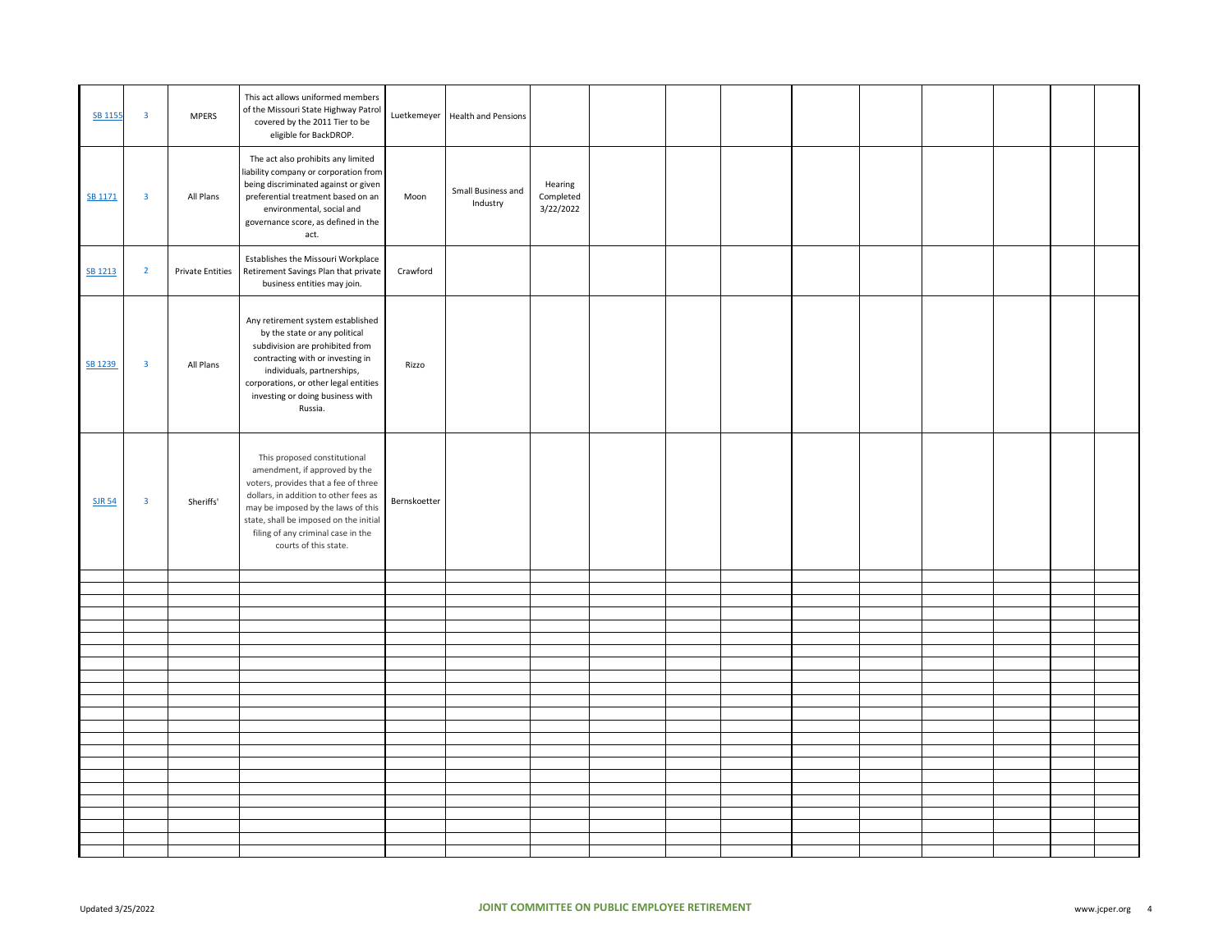| | | | | | | | | | | | | | | | |
|---|---|---|---|---|---|---|---|---|---|---|---|---|---|---|---|
| SB 1155 | 3 | MPERS | This act allows uniformed members of the Missouri State Highway Patrol covered by the 2011 Tier to be eligible for BackDROP. | Luetkemeyer | Health and Pensions | | | | | | | | | | |
| SB 1171 | 3 | All Plans | The act also prohibits any limited liability company or corporation from being discriminated against or given preferential treatment based on an environmental, social and governance score, as defined in the act. | Moon | Small Business and Industry | Hearing Completed 3/22/2022 | | | | | | | | | |
| SB 1213 | 2 | Private Entities | Establishes the Missouri Workplace Retirement Savings Plan that private business entities may join. | Crawford | | | | | | | | | | | |
| SB 1239 | 3 | All Plans | Any retirement system established by the state or any political subdivision are prohibited from contracting with or investing in individuals, partnerships, corporations, or other legal entities investing or doing business with Russia. | Rizzo | | | | | | | | | | | |
| SJR 54 | 3 | Sheriffs' | This proposed constitutional amendment, if approved by the voters, provides that a fee of three dollars, in addition to other fees as may be imposed by the laws of this state, shall be imposed on the initial filing of any criminal case in the courts of this state. | Bernskoetter | | | | | | | | | | | |

Updated 3/25/2022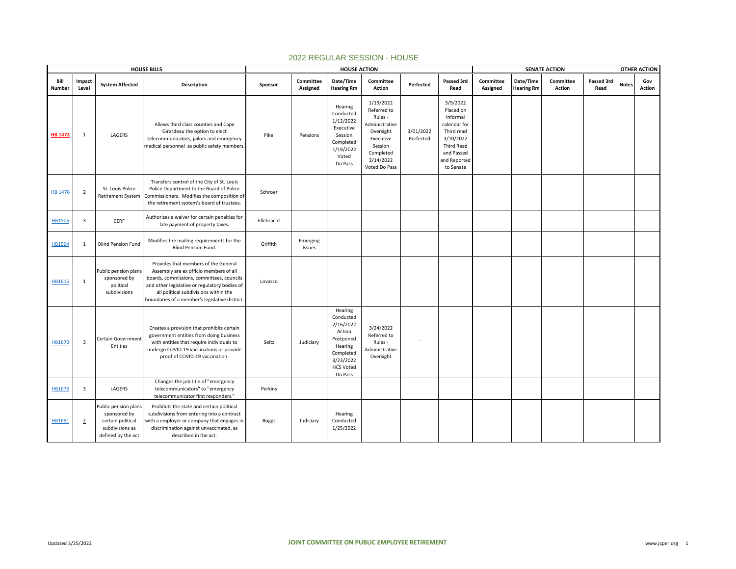# 2022 REGULAR SESSION - HOUSE

| HOUSE BILLS | | | | HOUSE ACTION | | | | | | SENATE ACTION | | | | OTHER ACTION | |
|---|---|---|---|---|---|---|---|---|---|---|---|---|---|---|---|
| Bill Number | Impact Level | System Affected | Description | Sponsor | Committee Assigned | Date/Time Hearing Rm | Committee Action | Perfected | Passed 3rd Read | Committee Assigned | Date/Time Hearing Rm | Committee Action | Passed 3rd Read | Notes | Gov Action |
| HB 1473 | 1 | LAGERS | Allows third class counties and Cape Girardeau the option to elect telecommunicators, jailors and emergency medical personnel as public safety members. | Pike | Pensions | Hearing Conducted 1/12/2022 Executive Session Completed 1/19/2022 Voted Do Pass | 1/19/2022 Referred to Rules - Administrative Oversight Executive Session Completed 2/14/2022 Voted Do Pass | 3/01/2022 Perfected | 3/9/2022 Placed on informal calendar for Third read 3/10/2022 Third Read and Passed and Reported to Senate | | | | | | |
| HB 1476 | 2 | St. Louis Police Retirement System | Transfers control of the City of St. Louis Police Department to the Board of Police Commissioners. Modifies the composition of the retirement system's board of trustees. | Schroer | | | | | | | | | | | |
| HB1506 | 3 | CERF | Authorizes a waiver for certain penalties for late payment of property taxes. | Ellebracht | | | | | | | | | | | |
| HB1564 | 1 | Blind Pension Fund | Modifies the mailing requirements for the Blind Pension Fund. | Griffith | Emerging Issues | | | | | | | | | | |
| HB1615 | 1 | Public pension plans sponsored by political subdivisions | Provides that members of the General Assembly are ex officio members of all boards, commissions, committees, councils and other legislative or regulatory bodies of all political subdivisions within the boundaries of a member's legislative district. | Lovasco | | | | | | | | | | | |
| HB1670 | 3 | Certain Government Entities | Creates a provision that prohibits certain government entities from doing business with entities that require individuals to undergo COVID-19 vaccinations or provide proof of COVID-19 vaccination. | Seitz | Judiciary | Hearing Conducted 2/16/2022 Action Postponed Hearing Completed 3/23/2022 HCS Voted Do Pass | 3/24/2022 Referred to Rules - Administrative Oversight | ` | | | | | | | |
| HB1676 | 3 | LAGERS | Changes the job title of "emergency telecommunicators" to "emergency telecommunicator first responders." | Perkins | | | | | | | | | | | |
| HB1691 | 2 | Public pension plans sponsored by certain political subdivisions as defined by the act | Prohibits the state and certain political subdivisions from entering into a contract with a employer or company that engages in discrimination against unvaccinated, as described in the act. | Boggs | Judiciary | Hearing Conducted 1/25/2022 | | | | | | | | | |

Updated 3/25/2022 | JOINT COMMITTEE ON PUBLIC EMPLOYEE RETIREMENT | www.jcper.org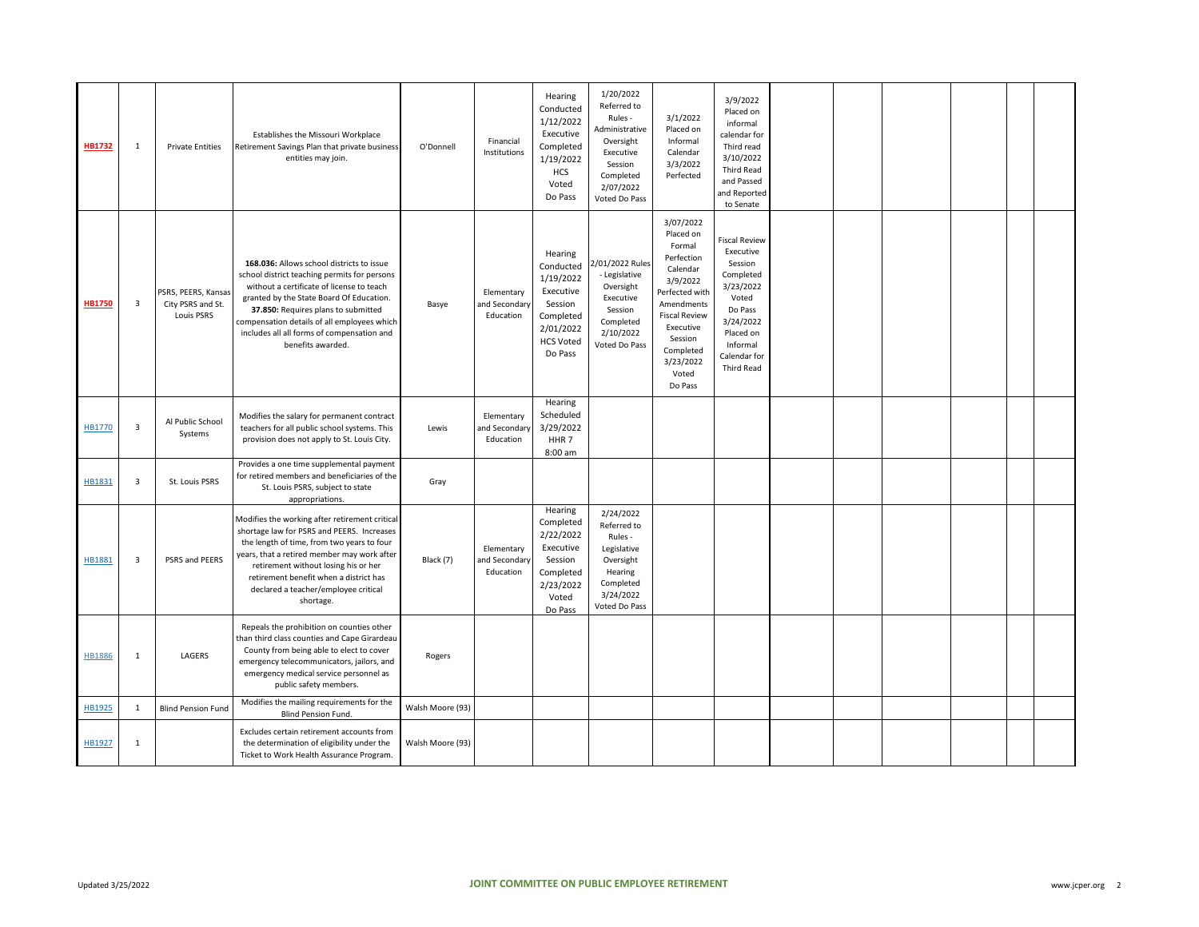| | | | | | | | | | | | | | | |
|---|---|---|---|---|---|---|---|---|---|---|---|---|---|---|
| **HB1732** | 1 | Private Entities | Establishes the Missouri Workplace Retirement Savings Plan that private business entities may join. | O'Donnell | Financial Institutions | Hearing Conducted 1/12/2022 Executive Completed 1/19/2022 HCS Voted Do Pass | 1/20/2022 Referred to Rules - Administrative Oversight Executive Session Completed 2/07/2022 Voted Do Pass | 3/1/2022 Placed on Informal Calendar 3/3/2022 Perfected | 3/9/2022 Placed on informal calendar for Third read 3/10/2022 Third Read and Passed and Reported to Senate | | | | | |
| **HB1750** | 3 | PSRS, PEERS, Kansas City PSRS and St. Louis PSRS | **168.036:** Allows school districts to issue school district teaching permits for persons without a certificate of license to teach granted by the State Board Of Education. **37.850:** Requires plans to submitted compensation details of all employees which includes all all forms of compensation and benefits awarded. | Basye | Elementary and Secondary Education | Hearing Conducted 1/19/2022 Executive Session Completed 2/01/2022 HCS Voted Do Pass | 2/01/2022 Rules - Legislative Oversight Executive Session Completed 2/10/2022 Voted Do Pass | 3/07/2022 Placed on Formal Perfection Calendar 3/9/2022 Perfected with Amendments Fiscal Review Executive Session Completed 3/23/2022 Voted Do Pass | Fiscal Review Executive Session Completed 3/23/2022 Voted Do Pass 3/24/2022 Placed on Informal Calendar for Third Read | | | | | |
| HB1770 | 3 | Al Public School Systems | Modifies the salary for permanent contract teachers for all public school systems. This provision does not apply to St. Louis City. | Lewis | Elementary and Secondary Education | Hearing Scheduled 3/29/2022 HHR 7 8:00 am | | | | | | | | |
| HB1831 | 3 | St. Louis PSRS | Provides a one time supplemental payment for retired members and beneficiaries of the St. Louis PSRS, subject to state appropriations. | Gray | | | | | | | | | | |
| HB1881 | 3 | PSRS and PEERS | Modifies the working after retirement critical shortage law for PSRS and PEERS. Increases the length of time, from two years to four years, that a retired member may work after retirement without losing his or her retirement benefit when a district has declared a teacher/employee critical shortage. | Black (7) | Elementary and Secondary Education | Hearing Completed 2/22/2022 Executive Session Completed 2/23/2022 Voted Do Pass | 2/24/2022 Referred to Rules - Legislative Oversight Hearing Completed 3/24/2022 Voted Do Pass | | | | | | | |
| HB1886 | 1 | LAGERS | Repeals the prohibition on counties other than third class counties and Cape Girardeau County from being able to elect to cover emergency telecommunicators, jailors, and emergency medical service personnel as public safety members. | Rogers | | | | | | | | | | |
| HB1925 | 1 | Blind Pension Fund | Modifies the mailing requirements for the Blind Pension Fund. | Walsh Moore (93) | | | | | | | | | | |
| HB1927 | 1 | | Excludes certain retirement accounts from the determination of eligibility under the Ticket to Work Health Assurance Program. | Walsh Moore (93) | | | | | | | | | | |

Updated 3/25/2022 **JOINT COMMITTEE ON PUBLIC EMPLOYEE RETIREMENT** www.jcper.org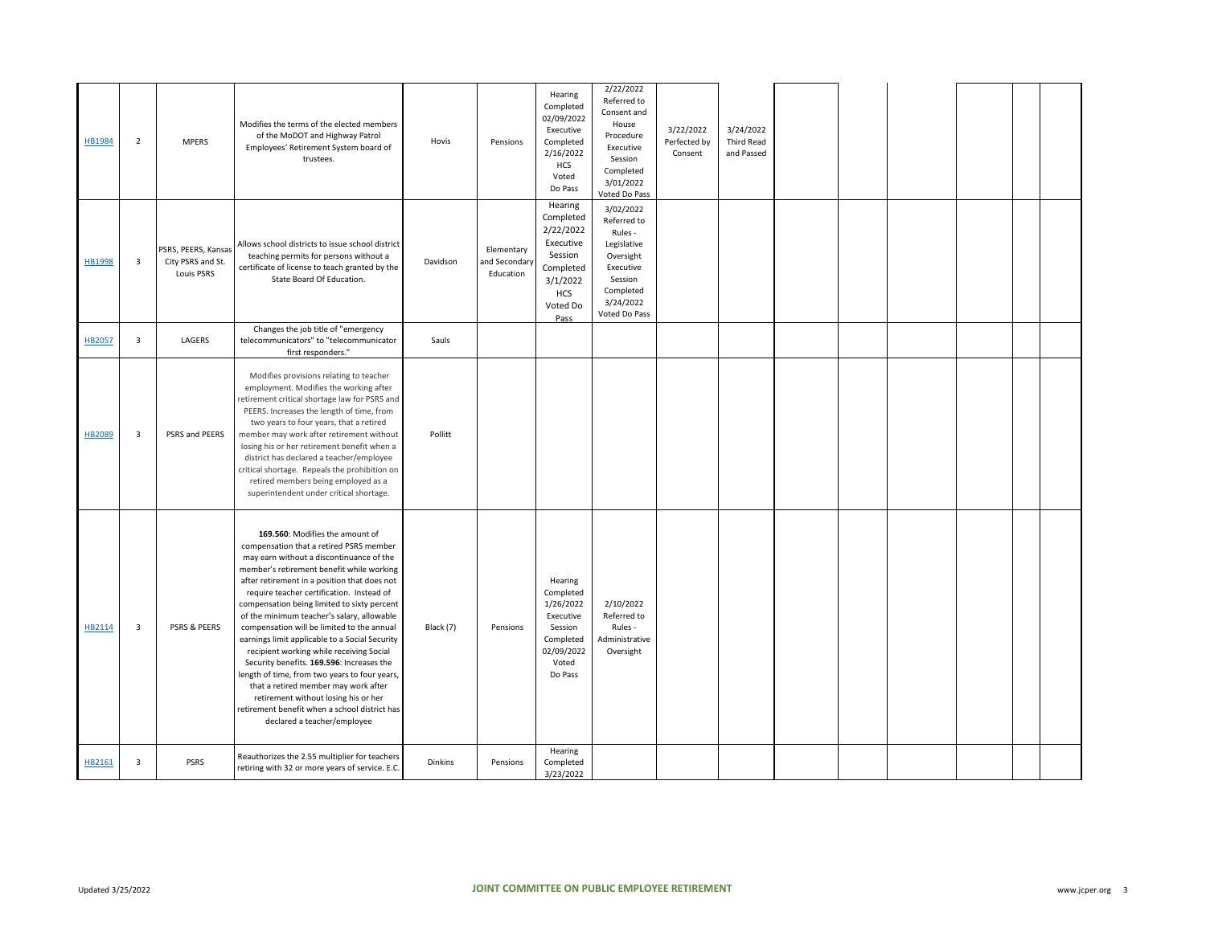| | | | | | | | | | | | | | | | |
|---|---|---|---|---|---|---|---|---|---|---|---|---|---|---|---|
| HB1984 | 2 | MPERS | Modifies the terms of the elected members of the MoDOT and Highway Patrol Employees' Retirement System board of trustees. | Hovis | Pensions | Hearing Completed 02/09/2022 Executive Completed 2/16/2022 HCS Voted Do Pass | 2/22/2022 Referred to Consent and House Procedure Executive Session Completed 3/01/2022 Voted Do Pass | 3/22/2022 Perfected by Consent | 3/24/2022 Third Read and Passed | | | | | | |
| HB1998 | 3 | PSRS, PEERS, Kansas City PSRS and St. Louis PSRS | Allows school districts to issue school district teaching permits for persons without a certificate of license to teach granted by the State Board Of Education. | Davidson | Elementary and Secondary Education | Hearing Completed 2/22/2022 Executive Session Completed 3/1/2022 HCS Voted Do Pass | 3/02/2022 Referred to Rules - Legislative Oversight Executive Session Completed 3/24/2022 Voted Do Pass | | | | | | | | |
| HB2057 | 3 | LAGERS | Changes the job title of "emergency telecommunicators" to "telecommunicator first responders." | Sauls | | | | | | | | | | | |
| HB2089 | 3 | PSRS and PEERS | Modifies provisions relating to teacher employment. Modifies the working after retirement critical shortage law for PSRS and PEERS. Increases the length of time, from two years to four years, that a retired member may work after retirement without losing his or her retirement benefit when a district has declared a teacher/employee critical shortage. Repeals the prohibition on retired members being employed as a superintendent under critical shortage. | Pollitt | | | | | | | | | | | |
| HB2114 | 3 | PSRS & PEERS | **169.560**: Modifies the amount of compensation that a retired PSRS member may earn without a discontinuance of the member's retirement benefit while working after retirement in a position that does not require teacher certification. Instead of compensation being limited to sixty percent of the minimum teacher's salary, allowable compensation will be limited to the annual earnings limit applicable to a Social Security recipient working while receiving Social Security benefits. **169.596**: Increases the length of time, from two years to four years, that a retired member may work after retirement without losing his or her retirement benefit when a school district has declared a teacher/employee | Black (7) | Pensions | Hearing Completed 1/26/2022 Executive Session Completed 02/09/2022 Voted Do Pass | 2/10/2022 Referred to Rules - Administrative Oversight | | | | | | | | |
| HB2161 | 3 | PSRS | Reauthorizes the 2.55 multiplier for teachers retiring with 32 or more years of service. E.C. | Dinkins | Pensions | Hearing Completed 3/23/2022 | | | | | | | | | |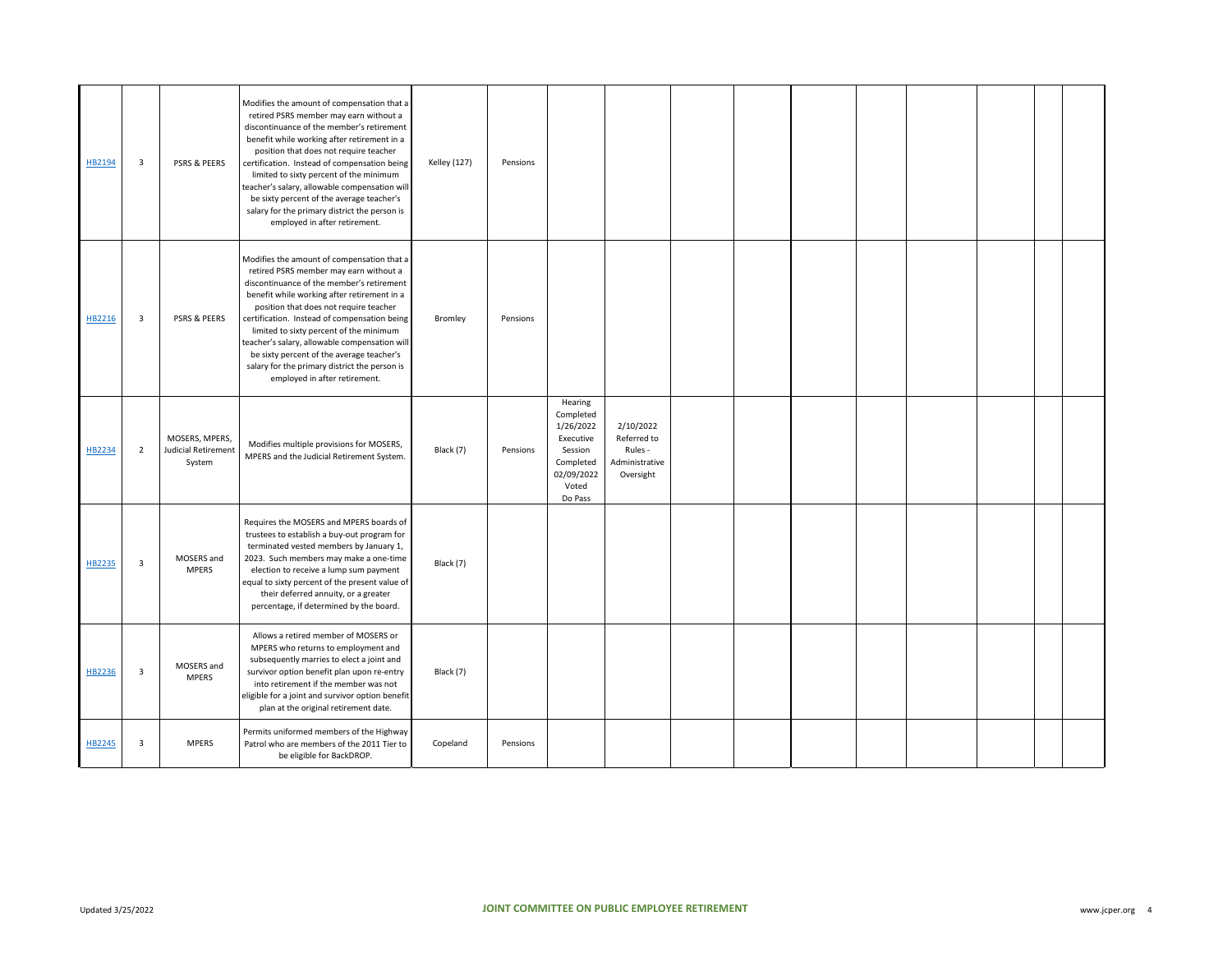| | | | | | | | | | | | | | | | |
|---|---|---|---|---|---|---|---|---|---|---|---|---|---|---|---|
| HB2194 | 3 | PSRS & PEERS | Modifies the amount of compensation that a retired PSRS member may earn without a discontinuance of the member's retirement benefit while working after retirement in a position that does not require teacher certification. Instead of compensation being limited to sixty percent of the minimum teacher's salary, allowable compensation will be sixty percent of the average teacher's salary for the primary district the person is employed in after retirement. | Kelley (127) | Pensions | | | | | | | | | | |
| HB2216 | 3 | PSRS & PEERS | Modifies the amount of compensation that a retired PSRS member may earn without a discontinuance of the member's retirement benefit while working after retirement in a position that does not require teacher certification. Instead of compensation being limited to sixty percent of the minimum teacher's salary, allowable compensation will be sixty percent of the average teacher's salary for the primary district the person is employed in after retirement. | Bromley | Pensions | | | | | | | | | | |
| HB2234 | 2 | MOSERS, MPERS, Judicial Retirement System | Modifies multiple provisions for MOSERS, MPERS and the Judicial Retirement System. | Black (7) | Pensions | Hearing Completed 1/26/2022 Executive Session Completed 02/09/2022 Voted Do Pass | 2/10/2022 Referred to Rules - Administrative Oversight | | | | | | | | |
| HB2235 | 3 | MOSERS and MPERS | Requires the MOSERS and MPERS boards of trustees to establish a buy-out program for terminated vested members by January 1, 2023. Such members may make a one-time election to receive a lump sum payment equal to sixty percent of the present value of their deferred annuity, or a greater percentage, if determined by the board. | Black (7) | | | | | | | | | | | |
| HB2236 | 3 | MOSERS and MPERS | Allows a retired member of MOSERS or MPERS who returns to employment and subsequently marries to elect a joint and survivor option benefit plan upon re-entry into retirement if the member was not eligible for a joint and survivor option benefit plan at the original retirement date. | Black (7) | | | | | | | | | | | |
| HB2245 | 3 | MPERS | Permits uniformed members of the Highway Patrol who are members of the 2011 Tier to be eligible for BackDROP. | Copeland | Pensions | | | | | | | | | | |

Updated 3/25/2022 JOINT COMMITTEE ON PUBLIC EMPLOYEE RETIREMENT www.jcper.org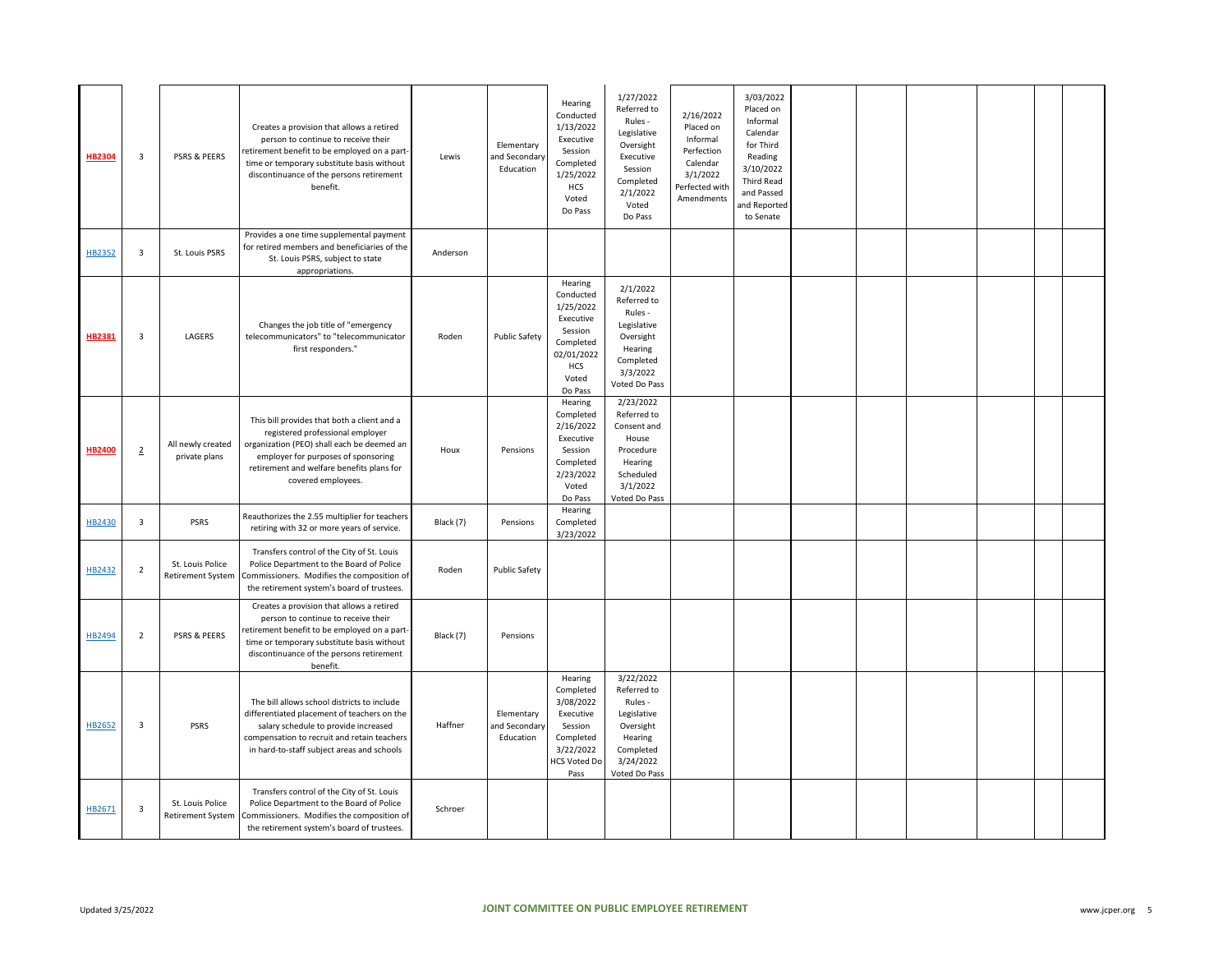| | | | | | | | | | | | | | | | |
|---|---|---|---|---|---|---|---|---|---|---|---|---|---|---|---|
| **HB2304** | 3 | PSRS & PEERS | Creates a provision that allows a retired person to continue to receive their retirement benefit to be employed on a part-time or temporary substitute basis without discontinuance of the persons retirement benefit. | Lewis | Elementary and Secondary Education | Hearing Conducted 1/13/2022 Executive Session Completed 1/25/2022 HCS Voted Do Pass | 1/27/2022 Referred to Rules - Legislative Oversight Executive Session Completed 2/1/2022 Voted Do Pass | 2/16/2022 Placed on Informal Perfection Calendar 3/1/2022 Perfected with Amendments | 3/03/2022 Placed on Informal Calendar for Third Reading 3/10/2022 Third Read and Passed and Reported to Senate | | | | | | |
| HB2352 | 3 | St. Louis PSRS | Provides a one time supplemental payment for retired members and beneficiaries of the St. Louis PSRS, subject to state appropriations. | Anderson | | | | | | | | | | | |
| **HB2381** | 3 | LAGERS | Changes the job title of "emergency telecommunicators" to "telecommunicator first responders." | Roden | Public Safety | Hearing Conducted 1/25/2022 Executive Session Completed 02/01/2022 HCS Voted Do Pass | 2/1/2022 Referred to Rules - Legislative Oversight Hearing Completed 3/3/2022 Voted Do Pass | | | | | | | | |
| **HB2400** | 2 | All newly created private plans | This bill provides that both a client and a registered professional employer organization (PEO) shall each be deemed an employer for purposes of sponsoring retirement and welfare benefits plans for covered employees. | Houx | Pensions | Hearing Completed 2/16/2022 Executive Session Completed 2/23/2022 Voted Do Pass | 2/23/2022 Referred to Consent and House Procedure Hearing Scheduled 3/1/2022 Voted Do Pass | | | | | | | | |
| HB2430 | 3 | PSRS | Reauthorizes the 2.55 multiplier for teachers retiring with 32 or more years of service. | Black (7) | Pensions | Hearing Completed 3/23/2022 | | | | | | | | | |
| HB2432 | 2 | St. Louis Police Retirement System | Transfers control of the City of St. Louis Police Department to the Board of Police Commissioners. Modifies the composition of the retirement system's board of trustees. | Roden | Public Safety | | | | | | | | | | |
| HB2494 | 2 | PSRS & PEERS | Creates a provision that allows a retired person to continue to receive their retirement benefit to be employed on a part-time or temporary substitute basis without discontinuance of the persons retirement benefit. | Black (7) | Pensions | | | | | | | | | | |
| HB2652 | 3 | PSRS | The bill allows school districts to include differentiated placement of teachers on the salary schedule to provide increased compensation to recruit and retain teachers in hard-to-staff subject areas and schools | Haffner | Elementary and Secondary Education | Hearing Completed 3/08/2022 Executive Session Completed 3/22/2022 HCS Voted Do Pass | 3/22/2022 Referred to Rules - Legislative Oversight Hearing Completed 3/24/2022 Voted Do Pass | | | | | | | | |
| HB2671 | 3 | St. Louis Police Retirement System | Transfers control of the City of St. Louis Police Department to the Board of Police Commissioners. Modifies the composition of the retirement system's board of trustees. | Schroer | | | | | | | | | | | |

Updated 3/25/2022

**JOINT COMMITTEE ON PUBLIC EMPLOYEE RETIREMENT**

www.jcper.org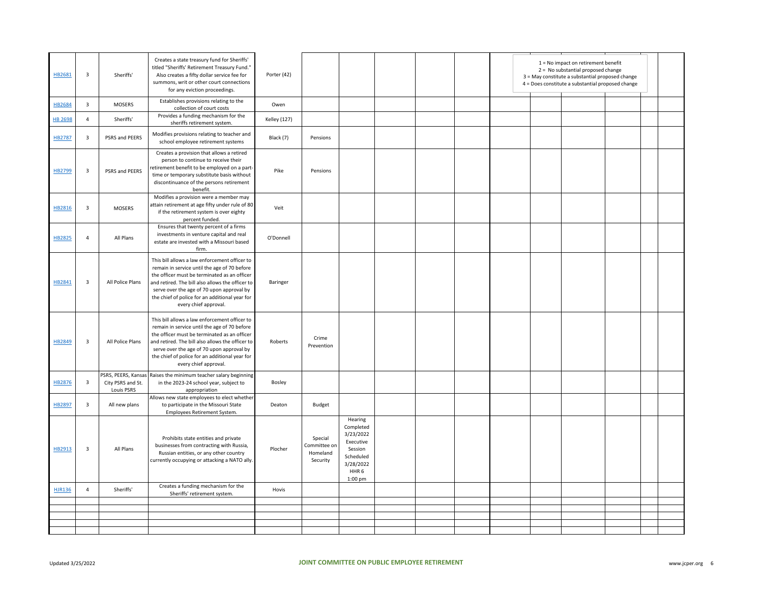1 = No impact on retirement benefit
2 = No substantial proposed change
3 = May constitute a substantial proposed change
4 = Does constitute a substantial proposed change

| | | | | | | | | | | | | | | | |
|---|---|---|---|---|---|---|---|---|---|---|---|---|---|---|---|
| HB2681 | 3 | Sheriffs' | Creates a state treasury fund for Sheriffs' titled "Sheriffs' Retirement Treasury Fund." Also creates a fifty dollar service fee for summons, writ or other court connections for any eviction proceedings. | Porter (42) | | | | | | | | | | | |
| HB2684 | 3 | MOSERS | Establishes provisions relating to the collection of court costs | Owen | | | | | | | | | | | |
| HB 2698 | 4 | Sheriffs' | Provides a funding mechanism for the sheriffs retirement system. | Kelley (127) | | | | | | | | | | | |
| HB2787 | 3 | PSRS and PEERS | Modifies provisions relating to teacher and school employee retirement systems | Black (7) | Pensions | | | | | | | | | | |
| HB2799 | 3 | PSRS and PEERS | Creates a provision that allows a retired person to continue to receive their retirement benefit to be employed on a part-time or temporary substitute basis without discontinuance of the persons retirement benefit. | Pike | Pensions | | | | | | | | | | |
| HB2816 | 3 | MOSERS | Modifies a provision were a member may attain retirement at age fifty under rule of 80 if the retirement system is over eighty percent funded. | Veit | | | | | | | | | | | |
| HB2825 | 4 | All Plans | Ensures that twenty percent of a firms investments in venture capital and real estate are invested with a Missouri based firm. | O'Donnell | | | | | | | | | | | |
| HB2841 | 3 | All Police Plans | This bill allows a law enforcement officer to remain in service until the age of 70 before the officer must be terminated as an officer and retired. The bill also allows the officer to serve over the age of 70 upon approval by the chief of police for an additional year for every chief approval. | Baringer | | | | | | | | | | | |
| HB2849 | 3 | All Police Plans | This bill allows a law enforcement officer to remain in service until the age of 70 before the officer must be terminated as an officer and retired. The bill also allows the officer to serve over the age of 70 upon approval by the chief of police for an additional year for every chief approval. | Roberts | Crime Prevention | | | | | | | | | | |
| HB2876 | 3 | PSRS, PEERS, Kansas City PSRS and St. Louis PSRS | Raises the minimum teacher salary beginning in the 2023-24 school year, subject to appropriation | Bosley | | | | | | | | | | | |
| HB2897 | 3 | All new plans | Allows new state employees to elect whether to participate in the Missouri State Employees Retirement System. | Deaton | Budget | | | | | | | | | | |
| HB2913 | 3 | All Plans | Prohibits state entities and private businesses from contracting with Russia, Russian entities, or any other country currently occupying or attacking a NATO ally. | Plocher | Special Committee on Homeland Security | Hearing Completed 3/23/2022 Executive Session Scheduled 3/28/2022 HHR 6 1:00 pm | | | | | | | | | |
| HJR136 | 4 | Sheriffs' | Creates a funding mechanism for the Sheriffs' retirement system. | Hovis | | | | | | | | | | | |
| | | | | | | | | | | | | | | | |
| | | | | | | | | | | | | | | | |
| | | | | | | | | | | | | | | | |
| | | | | | | | | | | | | | | | |
| | | | | | | | | | | | | | | | |

Updated 3/25/2022

JOINT COMMITTEE ON PUBLIC EMPLOYEE RETIREMENT

www.jcper.org